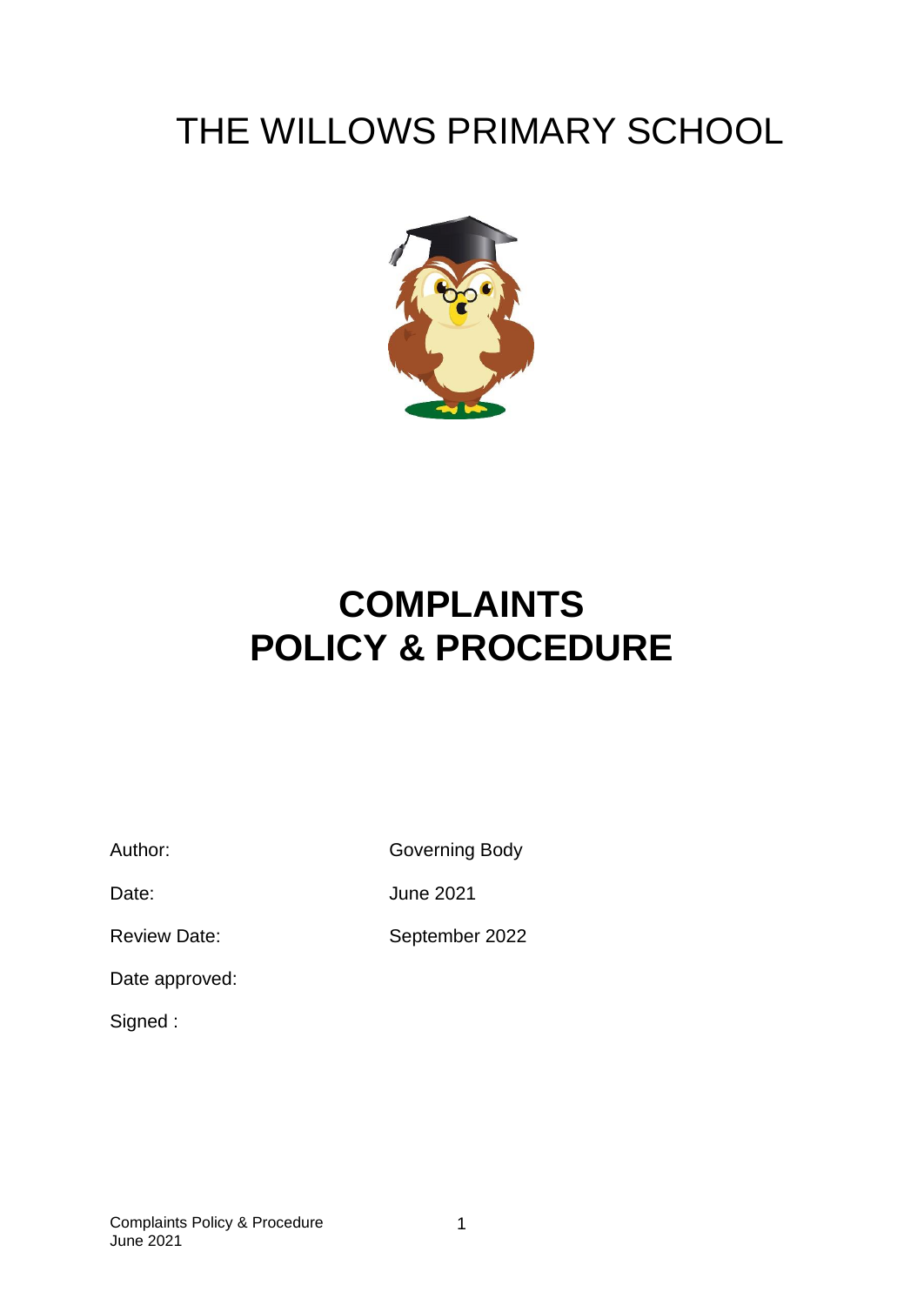# THE WILLOWS PRIMARY SCHOOL

# COMPLAINTS POLICY & PROCEDURE

| | |
|---|---|
| Author: | Governing Body |
| Date: | June 2021 |
| Review Date: | September 2022 |
| Date approved: | |
| Signed : | |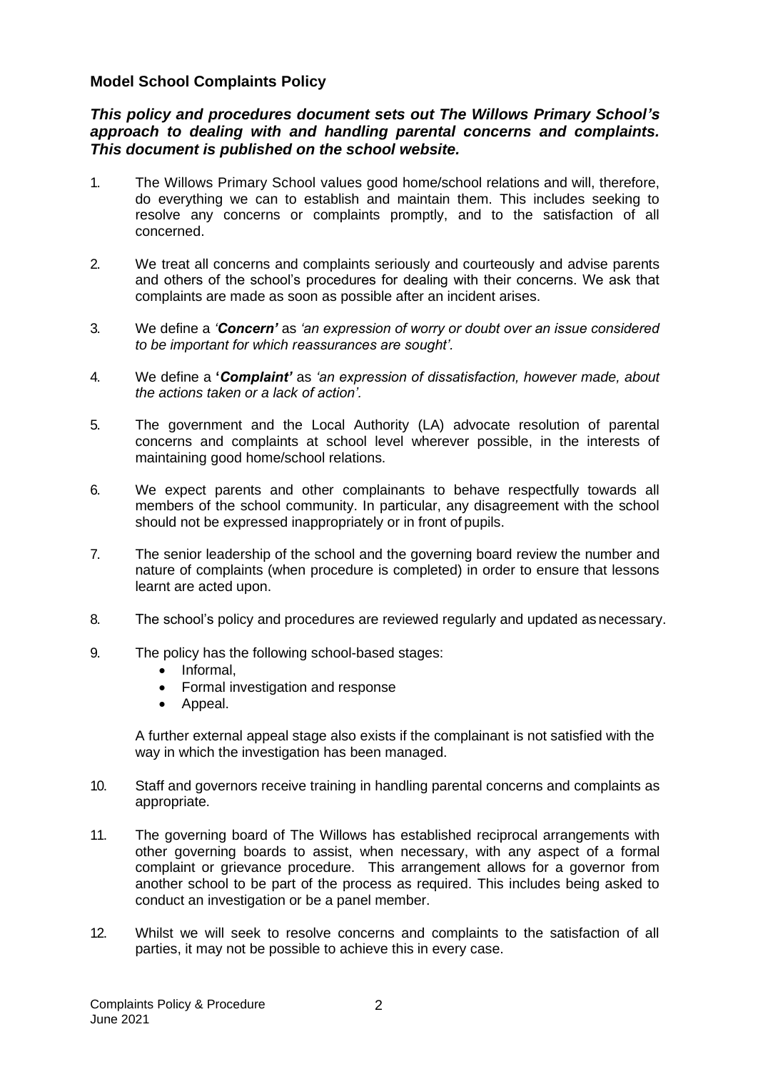**Model School Complaints Policy**

***This policy and procedures document sets out The Willows Primary School's approach to dealing with and handling parental concerns and complaints. This document is published on the school website.***

1. The Willows Primary School values good home/school relations and will, therefore, do everything we can to establish and maintain them. This includes seeking to resolve any concerns or complaints promptly, and to the satisfaction of all concerned.

2. We treat all concerns and complaints seriously and courteously and advise parents and others of the school's procedures for dealing with their concerns. We ask that complaints are made as soon as possible after an incident arises.

3. We define a *'**Concern'*** as *'an expression of worry or doubt over an issue considered to be important for which reassurances are sought'.*

4. We define a **'*Complaint'*** as *'an expression of dissatisfaction, however made, about the actions taken or a lack of action'.*

5. The government and the Local Authority (LA) advocate resolution of parental concerns and complaints at school level wherever possible, in the interests of maintaining good home/school relations.

6. We expect parents and other complainants to behave respectfully towards all members of the school community. In particular, any disagreement with the school should not be expressed inappropriately or in front of pupils.

7. The senior leadership of the school and the governing board review the number and nature of complaints (when procedure is completed) in order to ensure that lessons learnt are acted upon.

8. The school's policy and procedures are reviewed regularly and updated as necessary.

9. The policy has the following school-based stages:
   - Informal,
   - Formal investigation and response
   - Appeal.

   A further external appeal stage also exists if the complainant is not satisfied with the way in which the investigation has been managed.

10. Staff and governors receive training in handling parental concerns and complaints as appropriate.

11. The governing board of The Willows has established reciprocal arrangements with other governing boards to assist, when necessary, with any aspect of a formal complaint or grievance procedure. This arrangement allows for a governor from another school to be part of the process as required. This includes being asked to conduct an investigation or be a panel member.

12. Whilst we will seek to resolve concerns and complaints to the satisfaction of all parties, it may not be possible to achieve this in every case.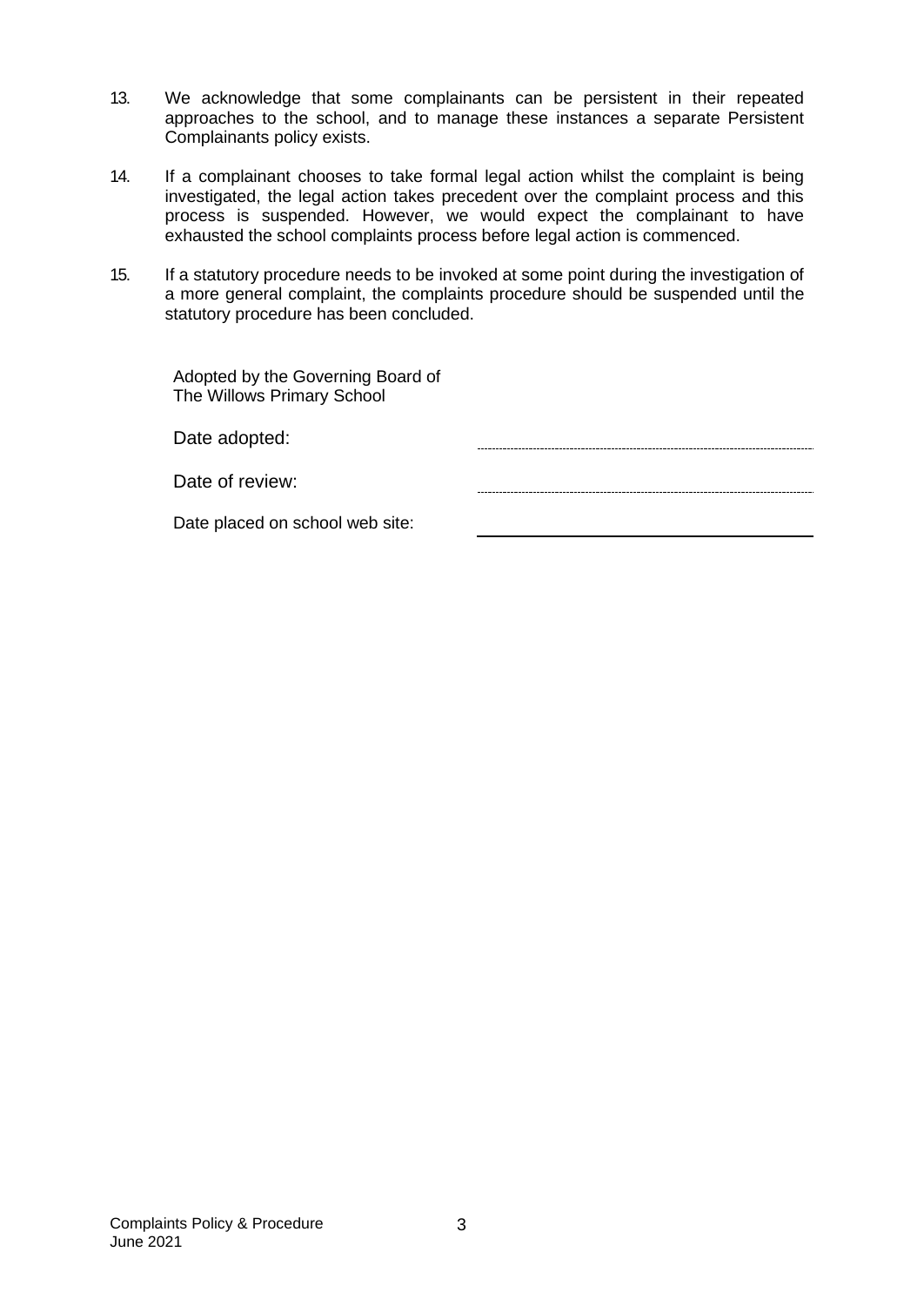13. We acknowledge that some complainants can be persistent in their repeated approaches to the school, and to manage these instances a separate Persistent Complainants policy exists.

14. If a complainant chooses to take formal legal action whilst the complaint is being investigated, the legal action takes precedent over the complaint process and this process is suspended. However, we would expect the complainant to have exhausted the school complaints process before legal action is commenced.

15. If a statutory procedure needs to be invoked at some point during the investigation of a more general complaint, the complaints procedure should be suspended until the statutory procedure has been concluded.

Adopted by the Governing Board of
The Willows Primary School

Date adopted: ..............................................

Date of review: ..............................................

Date placed on school web site: ______________________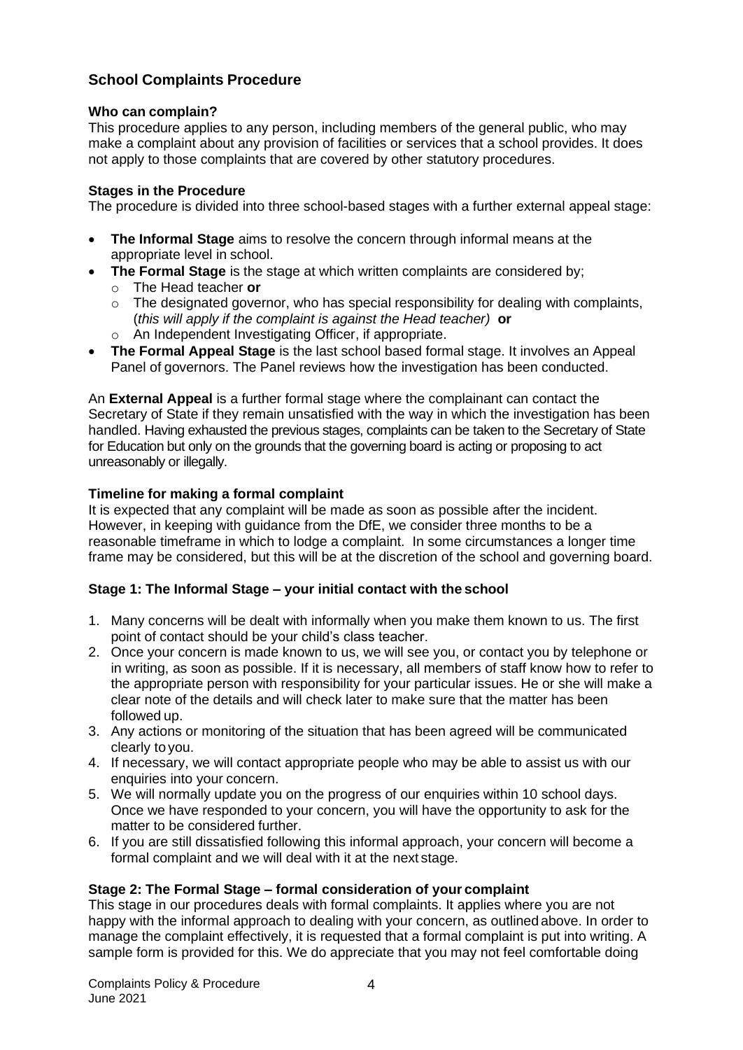## School Complaints Procedure

### Who can complain?

This procedure applies to any person, including members of the general public, who may make a complaint about any provision of facilities or services that a school provides. It does not apply to those complaints that are covered by other statutory procedures.

### Stages in the Procedure

The procedure is divided into three school-based stages with a further external appeal stage:

- **The Informal Stage** aims to resolve the concern through informal means at the appropriate level in school.
- **The Formal Stage** is the stage at which written complaints are considered by;
  - The Head teacher **or**
  - The designated governor, who has special responsibility for dealing with complaints, (*this will apply if the complaint is against the Head teacher)* **or**
  - An Independent Investigating Officer, if appropriate.
- **The Formal Appeal Stage** is the last school based formal stage. It involves an Appeal Panel of governors. The Panel reviews how the investigation has been conducted.

An **External Appeal** is a further formal stage where the complainant can contact the Secretary of State if they remain unsatisfied with the way in which the investigation has been handled. Having exhausted the previous stages, complaints can be taken to the Secretary of State for Education but only on the grounds that the governing board is acting or proposing to act unreasonably or illegally.

### Timeline for making a formal complaint

It is expected that any complaint will be made as soon as possible after the incident. However, in keeping with guidance from the DfE, we consider three months to be a reasonable timeframe in which to lodge a complaint. In some circumstances a longer time frame may be considered, but this will be at the discretion of the school and governing board.

### Stage 1: The Informal Stage – your initial contact with the school

1. Many concerns will be dealt with informally when you make them known to us. The first point of contact should be your child's class teacher.
2. Once your concern is made known to us, we will see you, or contact you by telephone or in writing, as soon as possible. If it is necessary, all members of staff know how to refer to the appropriate person with responsibility for your particular issues. He or she will make a clear note of the details and will check later to make sure that the matter has been followed up.
3. Any actions or monitoring of the situation that has been agreed will be communicated clearly to you.
4. If necessary, we will contact appropriate people who may be able to assist us with our enquiries into your concern.
5. We will normally update you on the progress of our enquiries within 10 school days. Once we have responded to your concern, you will have the opportunity to ask for the matter to be considered further.
6. If you are still dissatisfied following this informal approach, your concern will become a formal complaint and we will deal with it at the next stage.

### Stage 2: The Formal Stage – formal consideration of your complaint

This stage in our procedures deals with formal complaints. It applies where you are not happy with the informal approach to dealing with your concern, as outlined above. In order to manage the complaint effectively, it is requested that a formal complaint is put into writing. A sample form is provided for this. We do appreciate that you may not feel comfortable doing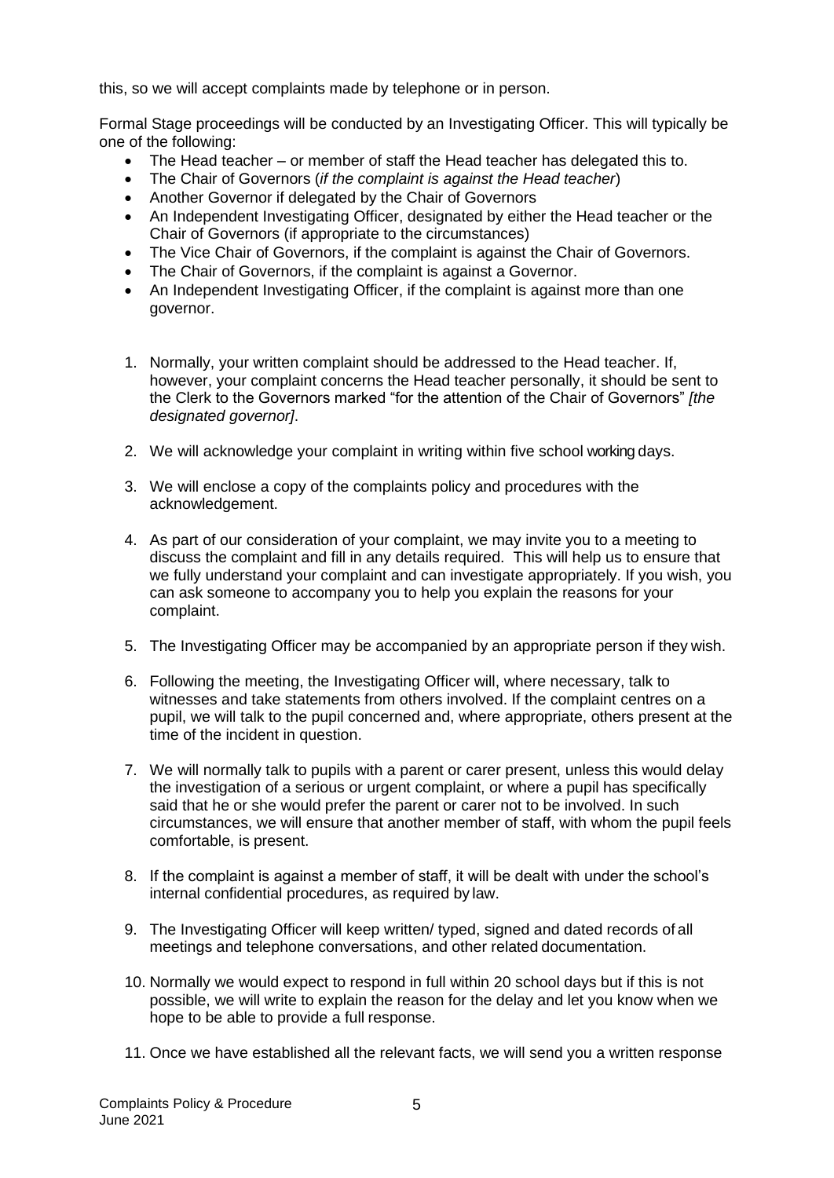this, so we will accept complaints made by telephone or in person.

Formal Stage proceedings will be conducted by an Investigating Officer. This will typically be one of the following:

- The Head teacher – or member of staff the Head teacher has delegated this to.
- The Chair of Governors (*if the complaint is against the Head teacher*)
- Another Governor if delegated by the Chair of Governors
- An Independent Investigating Officer, designated by either the Head teacher or the Chair of Governors (if appropriate to the circumstances)
- The Vice Chair of Governors, if the complaint is against the Chair of Governors.
- The Chair of Governors, if the complaint is against a Governor.
- An Independent Investigating Officer, if the complaint is against more than one governor.

1. Normally, your written complaint should be addressed to the Head teacher. If, however, your complaint concerns the Head teacher personally, it should be sent to the Clerk to the Governors marked "for the attention of the Chair of Governors" *[the designated governor]*.
2. We will acknowledge your complaint in writing within five school working days.
3. We will enclose a copy of the complaints policy and procedures with the acknowledgement.
4. As part of our consideration of your complaint, we may invite you to a meeting to discuss the complaint and fill in any details required. This will help us to ensure that we fully understand your complaint and can investigate appropriately. If you wish, you can ask someone to accompany you to help you explain the reasons for your complaint.
5. The Investigating Officer may be accompanied by an appropriate person if they wish.
6. Following the meeting, the Investigating Officer will, where necessary, talk to witnesses and take statements from others involved. If the complaint centres on a pupil, we will talk to the pupil concerned and, where appropriate, others present at the time of the incident in question.
7. We will normally talk to pupils with a parent or carer present, unless this would delay the investigation of a serious or urgent complaint, or where a pupil has specifically said that he or she would prefer the parent or carer not to be involved. In such circumstances, we will ensure that another member of staff, with whom the pupil feels comfortable, is present.
8. If the complaint is against a member of staff, it will be dealt with under the school's internal confidential procedures, as required by law.
9. The Investigating Officer will keep written/ typed, signed and dated records of all meetings and telephone conversations, and other related documentation.
10. Normally we would expect to respond in full within 20 school days but if this is not possible, we will write to explain the reason for the delay and let you know when we hope to be able to provide a full response.
11. Once we have established all the relevant facts, we will send you a written response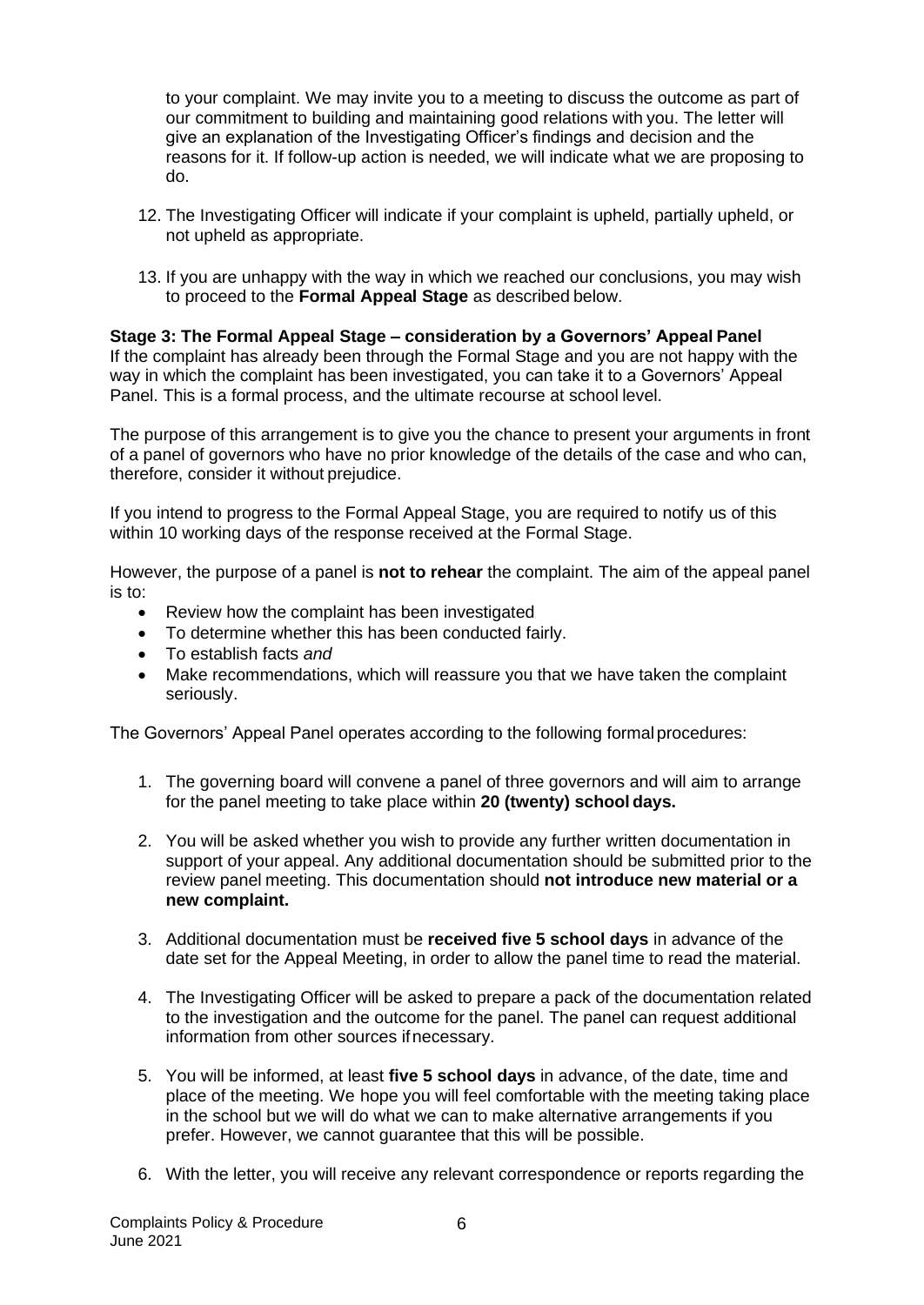to your complaint. We may invite you to a meeting to discuss the outcome as part of our commitment to building and maintaining good relations with you. The letter will give an explanation of the Investigating Officer's findings and decision and the reasons for it. If follow-up action is needed, we will indicate what we are proposing to do.

12. The Investigating Officer will indicate if your complaint is upheld, partially upheld, or not upheld as appropriate.

13. If you are unhappy with the way in which we reached our conclusions, you may wish to proceed to the **Formal Appeal Stage** as described below.

**Stage 3: The Formal Appeal Stage – consideration by a Governors' Appeal Panel**
If the complaint has already been through the Formal Stage and you are not happy with the way in which the complaint has been investigated, you can take it to a Governors' Appeal Panel. This is a formal process, and the ultimate recourse at school level.

The purpose of this arrangement is to give you the chance to present your arguments in front of a panel of governors who have no prior knowledge of the details of the case and who can, therefore, consider it without prejudice.

If you intend to progress to the Formal Appeal Stage, you are required to notify us of this within 10 working days of the response received at the Formal Stage.

However, the purpose of a panel is **not to rehear** the complaint. The aim of the appeal panel is to:

- Review how the complaint has been investigated
- To determine whether this has been conducted fairly.
- To establish facts *and*
- Make recommendations, which will reassure you that we have taken the complaint seriously.

The Governors' Appeal Panel operates according to the following formal procedures:

1. The governing board will convene a panel of three governors and will aim to arrange for the panel meeting to take place within **20 (twenty) school days.**

2. You will be asked whether you wish to provide any further written documentation in support of your appeal. Any additional documentation should be submitted prior to the review panel meeting. This documentation should **not introduce new material or a new complaint.**

3. Additional documentation must be **received five 5 school days** in advance of the date set for the Appeal Meeting, in order to allow the panel time to read the material.

4. The Investigating Officer will be asked to prepare a pack of the documentation related to the investigation and the outcome for the panel. The panel can request additional information from other sources if necessary.

5. You will be informed, at least **five 5 school days** in advance, of the date, time and place of the meeting. We hope you will feel comfortable with the meeting taking place in the school but we will do what we can to make alternative arrangements if you prefer. However, we cannot guarantee that this will be possible.

6. With the letter, you will receive any relevant correspondence or reports regarding the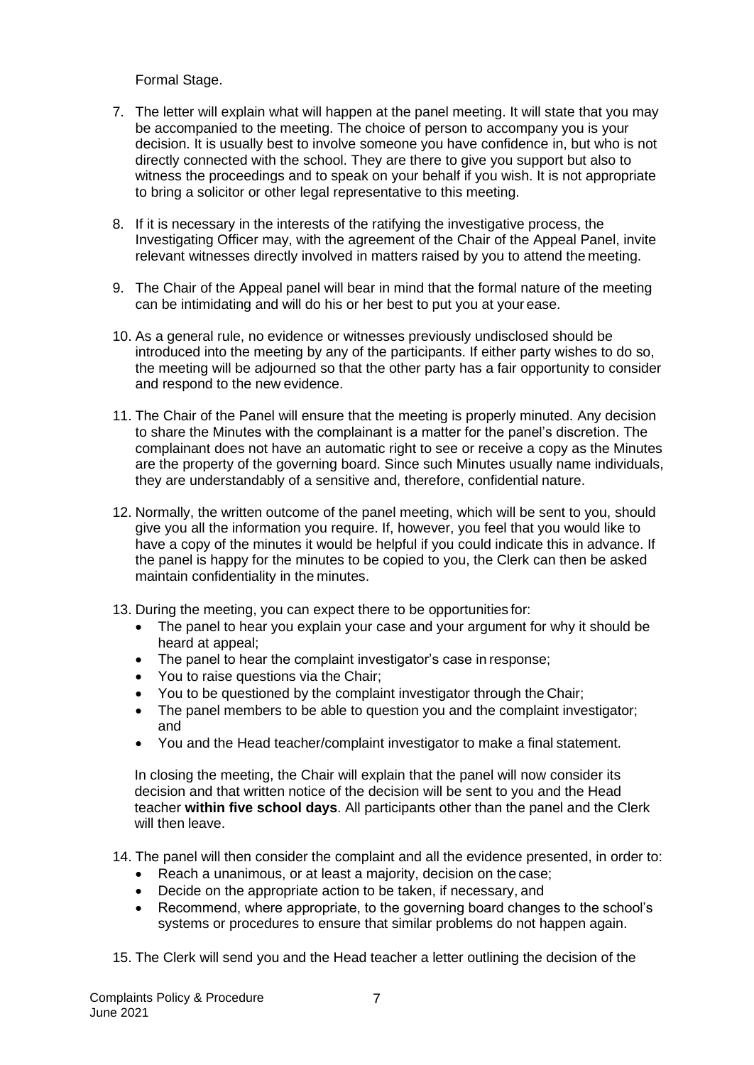Formal Stage.

7. The letter will explain what will happen at the panel meeting. It will state that you may be accompanied to the meeting. The choice of person to accompany you is your decision. It is usually best to involve someone you have confidence in, but who is not directly connected with the school. They are there to give you support but also to witness the proceedings and to speak on your behalf if you wish. It is not appropriate to bring a solicitor or other legal representative to this meeting.

8. If it is necessary in the interests of the ratifying the investigative process, the Investigating Officer may, with the agreement of the Chair of the Appeal Panel, invite relevant witnesses directly involved in matters raised by you to attend the meeting.

9. The Chair of the Appeal panel will bear in mind that the formal nature of the meeting can be intimidating and will do his or her best to put you at your ease.

10. As a general rule, no evidence or witnesses previously undisclosed should be introduced into the meeting by any of the participants. If either party wishes to do so, the meeting will be adjourned so that the other party has a fair opportunity to consider and respond to the new evidence.

11. The Chair of the Panel will ensure that the meeting is properly minuted. Any decision to share the Minutes with the complainant is a matter for the panel's discretion. The complainant does not have an automatic right to see or receive a copy as the Minutes are the property of the governing board. Since such Minutes usually name individuals, they are understandably of a sensitive and, therefore, confidential nature.

12. Normally, the written outcome of the panel meeting, which will be sent to you, should give you all the information you require. If, however, you feel that you would like to have a copy of the minutes it would be helpful if you could indicate this in advance. If the panel is happy for the minutes to be copied to you, the Clerk can then be asked maintain confidentiality in the minutes.

13. During the meeting, you can expect there to be opportunities for:
    - The panel to hear you explain your case and your argument for why it should be heard at appeal;
    - The panel to hear the complaint investigator's case in response;
    - You to raise questions via the Chair;
    - You to be questioned by the complaint investigator through the Chair;
    - The panel members to be able to question you and the complaint investigator; and
    - You and the Head teacher/complaint investigator to make a final statement.

    In closing the meeting, the Chair will explain that the panel will now consider its decision and that written notice of the decision will be sent to you and the Head teacher **within five school days**. All participants other than the panel and the Clerk will then leave.

14. The panel will then consider the complaint and all the evidence presented, in order to:
    - Reach a unanimous, or at least a majority, decision on the case;
    - Decide on the appropriate action to be taken, if necessary, and
    - Recommend, where appropriate, to the governing board changes to the school's systems or procedures to ensure that similar problems do not happen again.

15. The Clerk will send you and the Head teacher a letter outlining the decision of the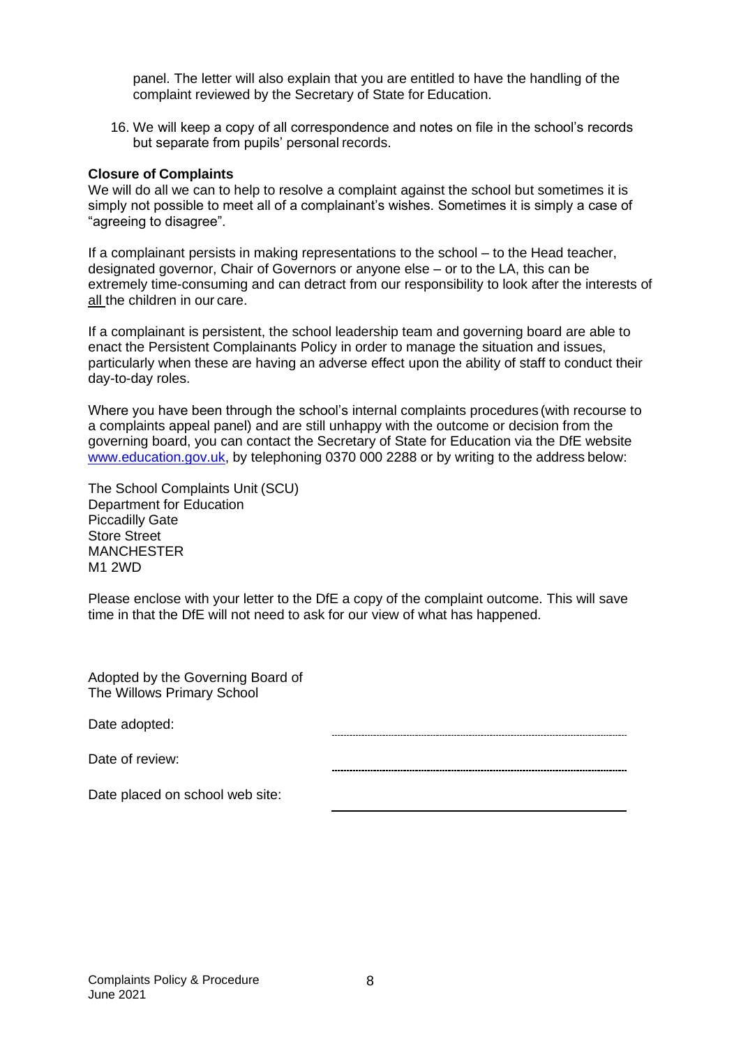panel. The letter will also explain that you are entitled to have the handling of the complaint reviewed by the Secretary of State for Education.

16. We will keep a copy of all correspondence and notes on file in the school's records but separate from pupils' personal records.

**Closure of Complaints**

We will do all we can to help to resolve a complaint against the school but sometimes it is simply not possible to meet all of a complainant's wishes. Sometimes it is simply a case of "agreeing to disagree".

If a complainant persists in making representations to the school – to the Head teacher, designated governor, Chair of Governors or anyone else – or to the LA, this can be extremely time-consuming and can detract from our responsibility to look after the interests of all the children in our care.

If a complainant is persistent, the school leadership team and governing board are able to enact the Persistent Complainants Policy in order to manage the situation and issues, particularly when these are having an adverse effect upon the ability of staff to conduct their day-to-day roles.

Where you have been through the school's internal complaints procedures (with recourse to a complaints appeal panel) and are still unhappy with the outcome or decision from the governing board, you can contact the Secretary of State for Education via the DfE website www.education.gov.uk, by telephoning 0370 000 2288 or by writing to the address below:

The School Complaints Unit (SCU)
Department for Education
Piccadilly Gate
Store Street
MANCHESTER
M1 2WD

Please enclose with your letter to the DfE a copy of the complaint outcome. This will save time in that the DfE will not need to ask for our view of what has happened.

Adopted by the Governing Board of
The Willows Primary School

Date adopted: ____________________

Date of review: ____________________

Date placed on school web site: ____________________